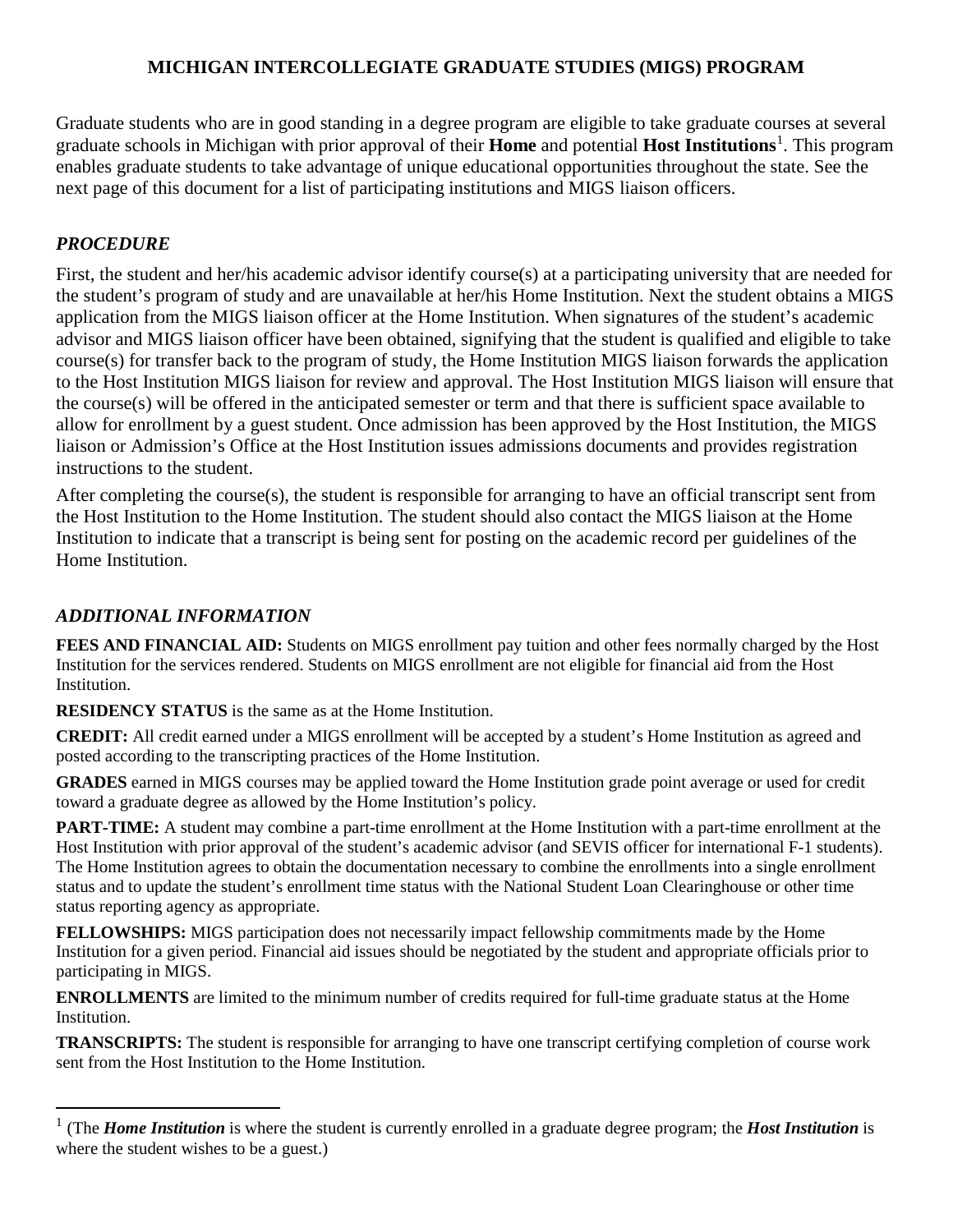# MICHIGAN INTERCOLLEGIATE GRADUATE STUDIES (MIGS) PROGRAM

Graduate students who are in good standing in a degree program are eligible to take graduate courses at several graduate schools in Michigan with prior approval of their **Home** and potential **Host Institutions**[1]. This program enables graduate students to take advantage of unique educational opportunities throughout the state. See the next page of this document for a list of participating institutions and MIGS liaison officers.

## *PROCEDURE*

First, the student and her/his academic advisor identify course(s) at a participating university that are needed for the student's program of study and are unavailable at her/his Home Institution. Next the student obtains a MIGS application from the MIGS liaison officer at the Home Institution. When signatures of the student's academic advisor and MIGS liaison officer have been obtained, signifying that the student is qualified and eligible to take course(s) for transfer back to the program of study, the Home Institution MIGS liaison forwards the application to the Host Institution MIGS liaison for review and approval. The Host Institution MIGS liaison will ensure that the course(s) will be offered in the anticipated semester or term and that there is sufficient space available to allow for enrollment by a guest student. Once admission has been approved by the Host Institution, the MIGS liaison or Admission's Office at the Host Institution issues admissions documents and provides registration instructions to the student.

After completing the course(s), the student is responsible for arranging to have an official transcript sent from the Host Institution to the Home Institution. The student should also contact the MIGS liaison at the Home Institution to indicate that a transcript is being sent for posting on the academic record per guidelines of the Home Institution.

## *ADDITIONAL INFORMATION*

**FEES AND FINANCIAL AID:** Students on MIGS enrollment pay tuition and other fees normally charged by the Host Institution for the services rendered. Students on MIGS enrollment are not eligible for financial aid from the Host Institution.

**RESIDENCY STATUS** is the same as at the Home Institution.

**CREDIT:** All credit earned under a MIGS enrollment will be accepted by a student's Home Institution as agreed and posted according to the transcripting practices of the Home Institution.

**GRADES** earned in MIGS courses may be applied toward the Home Institution grade point average or used for credit toward a graduate degree as allowed by the Home Institution's policy.

**PART-TIME:** A student may combine a part-time enrollment at the Home Institution with a part-time enrollment at the Host Institution with prior approval of the student's academic advisor (and SEVIS officer for international F-1 students). The Home Institution agrees to obtain the documentation necessary to combine the enrollments into a single enrollment status and to update the student's enrollment time status with the National Student Loan Clearinghouse or other time status reporting agency as appropriate.

**FELLOWSHIPS:** MIGS participation does not necessarily impact fellowship commitments made by the Home Institution for a given period. Financial aid issues should be negotiated by the student and appropriate officials prior to participating in MIGS.

**ENROLLMENTS** are limited to the minimum number of credits required for full-time graduate status at the Home Institution.

**TRANSCRIPTS:** The student is responsible for arranging to have one transcript certifying completion of course work sent from the Host Institution to the Home Institution.

---

[1] (The ***Home Institution*** is where the student is currently enrolled in a graduate degree program; the ***Host Institution*** is where the student wishes to be a guest.)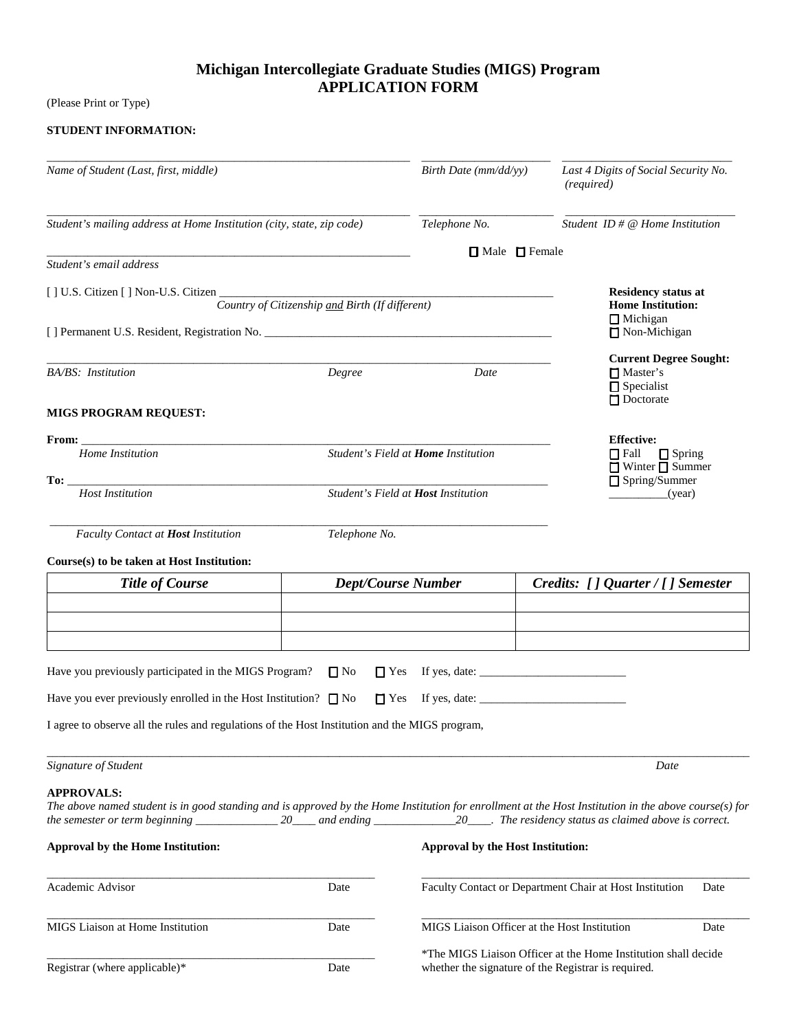# Michigan Intercollegiate Graduate Studies (MIGS) Program
# APPLICATION FORM

(Please Print or Type)

**STUDENT INFORMATION:**

_____________________________________________ _______________________ ______________________________

*Name of Student (Last, first, middle)* | *Birth Date (mm/dd/yy)* | *Last 4 Digits of Social Security No. (required)*

_____________________________________________ _______________________ ______________________________

*Student's mailing address at Home Institution (city, state, zip code)* | *Telephone No.* | *Student ID # @ Home Institution*

_____________________________________________ ☐ Male ☐ Female

*Student's email address*

[ ] U.S. Citizen [ ] Non-U.S. Citizen ___________________________________________

*Country of Citizenship and Birth (If different)*

[ ] Permanent U.S. Resident, Registration No. ___________________________________________

**Residency status at Home Institution:**
☐ Michigan
☐ Non-Michigan

_____________________________________________

*BA/BS: Institution* | *Degree* | *Date*

**Current Degree Sought:**
☐ Master's
☐ Specialist
☐ Doctorate

**MIGS PROGRAM REQUEST:**

**From:** _____________________________________________

*Home Institution* | *Student's Field at **Home** Institution*

**To:** _____________________________________________

*Host Institution* | *Student's Field at **Host** Institution*

**Effective:**
☐ Fall ☐ Spring
☐ Winter ☐ Summer
☐ Spring/Summer
__________(year)

_____________________________________________

*Faculty Contact at **Host** Institution* | *Telephone No.*

**Course(s) to be taken at Host Institution:**

| *Title of Course* | *Dept/Course Number* | *Credits: [ ] Quarter / [ ] Semester* |
|---|---|---|
| | | |
| | | |
| | | |

Have you previously participated in the MIGS Program? ☐ No ☐ Yes If yes, date: _________________________

Have you ever previously enrolled in the Host Institution? ☐ No ☐ Yes If yes, date: _________________________

I agree to observe all the rules and regulations of the Host Institution and the MIGS program,

_____________________________________________________________________________

*Signature of Student* | *Date*

**APPROVALS:**

*The above named student is in good standing and is approved by the Home Institution for enrollment at the Host Institution in the above course(s) for the semester or term beginning ______________ 20____ and ending ______________20____. The residency status as claimed above is correct.*

**Approval by the Home Institution:**

_____________________________________________

Academic Advisor | Date

_____________________________________________

MIGS Liaison at Home Institution | Date

_____________________________________________

Registrar (where applicable)* | Date

**Approval by the Host Institution:**

_____________________________________________

Faculty Contact or Department Chair at Host Institution | Date

_____________________________________________

MIGS Liaison Officer at the Host Institution | Date

*The MIGS Liaison Officer at the Home Institution shall decide whether the signature of the Registrar is required.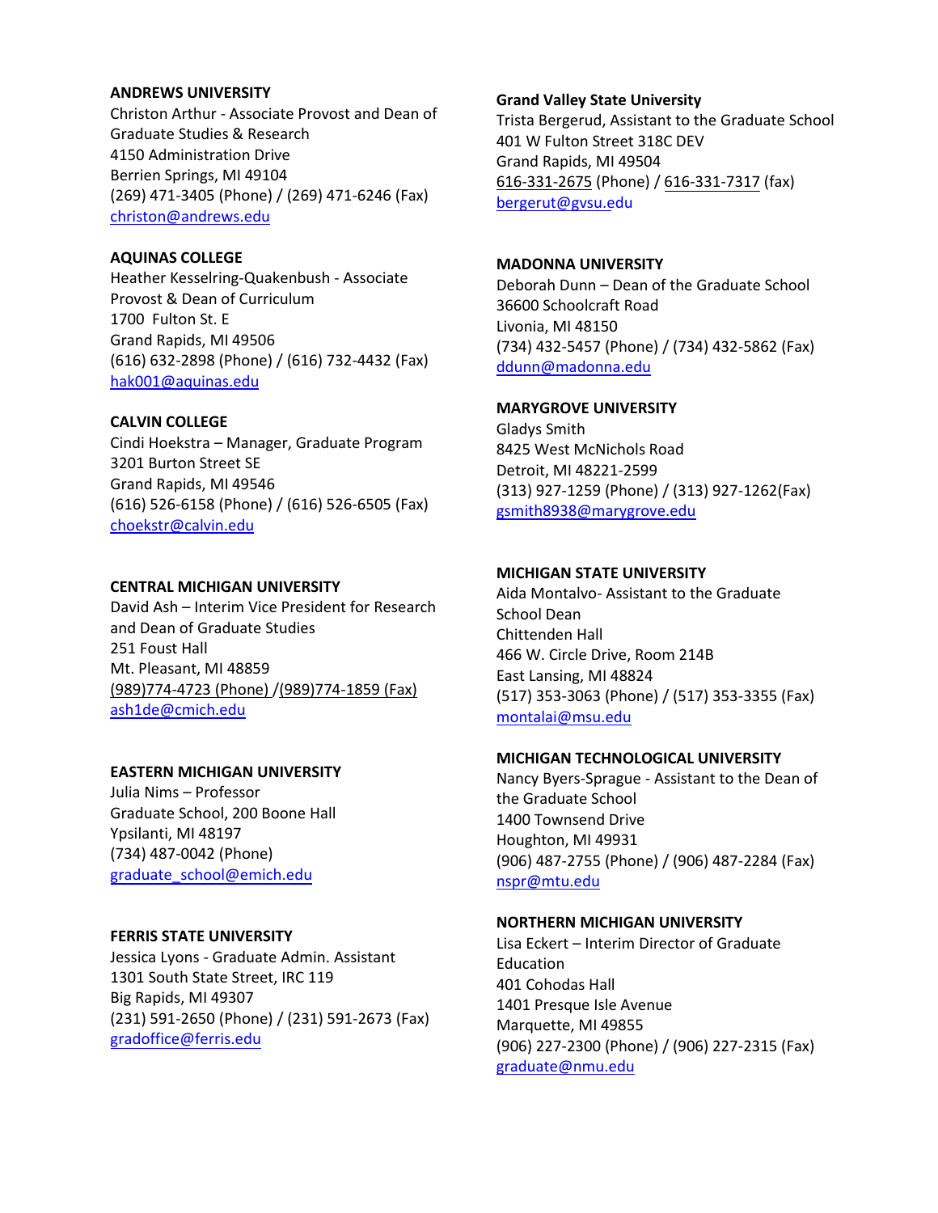**ANDREWS UNIVERSITY**
Christon Arthur - Associate Provost and Dean of Graduate Studies & Research
4150 Administration Drive
Berrien Springs, MI 49104
(269) 471-3405 (Phone) / (269) 471-6246 (Fax)
christon@andrews.edu

**AQUINAS COLLEGE**
Heather Kesselring-Quakenbush - Associate Provost & Dean of Curriculum
1700 Fulton St. E
Grand Rapids, MI 49506
(616) 632-2898 (Phone) / (616) 732-4432 (Fax)
hak001@aquinas.edu

**CALVIN COLLEGE**
Cindi Hoekstra – Manager, Graduate Program
3201 Burton Street SE
Grand Rapids, MI 49546
(616) 526-6158 (Phone) / (616) 526-6505 (Fax)
choekstr@calvin.edu

**CENTRAL MICHIGAN UNIVERSITY**
David Ash – Interim Vice President for Research and Dean of Graduate Studies
251 Foust Hall
Mt. Pleasant, MI 48859
(989)774-4723 (Phone) /(989)774-1859 (Fax)
ash1de@cmich.edu

**EASTERN MICHIGAN UNIVERSITY**
Julia Nims – Professor
Graduate School, 200 Boone Hall
Ypsilanti, MI 48197
(734) 487-0042 (Phone)
graduate_school@emich.edu

**FERRIS STATE UNIVERSITY**
Jessica Lyons - Graduate Admin. Assistant
1301 South State Street, IRC 119
Big Rapids, MI 49307
(231) 591-2650 (Phone) / (231) 591-2673 (Fax)
gradoffice@ferris.edu

**Grand Valley State University**
Trista Bergerud, Assistant to the Graduate School
401 W Fulton Street 318C DEV
Grand Rapids, MI 49504
616-331-2675 (Phone) / 616-331-7317 (fax)
bergerut@gvsu.edu

**MADONNA UNIVERSITY**
Deborah Dunn – Dean of the Graduate School
36600 Schoolcraft Road
Livonia, MI 48150
(734) 432-5457 (Phone) / (734) 432-5862 (Fax)
ddunn@madonna.edu

**MARYGROVE UNIVERSITY**
Gladys Smith
8425 West McNichols Road
Detroit, MI 48221-2599
(313) 927-1259 (Phone) / (313) 927-1262(Fax)
gsmith8938@marygrove.edu

**MICHIGAN STATE UNIVERSITY**
Aida Montalvo- Assistant to the Graduate School Dean
Chittenden Hall
466 W. Circle Drive, Room 214B
East Lansing, MI 48824
(517) 353-3063 (Phone) / (517) 353-3355 (Fax)
montalai@msu.edu

**MICHIGAN TECHNOLOGICAL UNIVERSITY**
Nancy Byers-Sprague - Assistant to the Dean of the Graduate School
1400 Townsend Drive
Houghton, MI 49931
(906) 487-2755 (Phone) / (906) 487-2284 (Fax)
nspr@mtu.edu

**NORTHERN MICHIGAN UNIVERSITY**
Lisa Eckert – Interim Director of Graduate Education
401 Cohodas Hall
1401 Presque Isle Avenue
Marquette, MI 49855
(906) 227-2300 (Phone) / (906) 227-2315 (Fax)
graduate@nmu.edu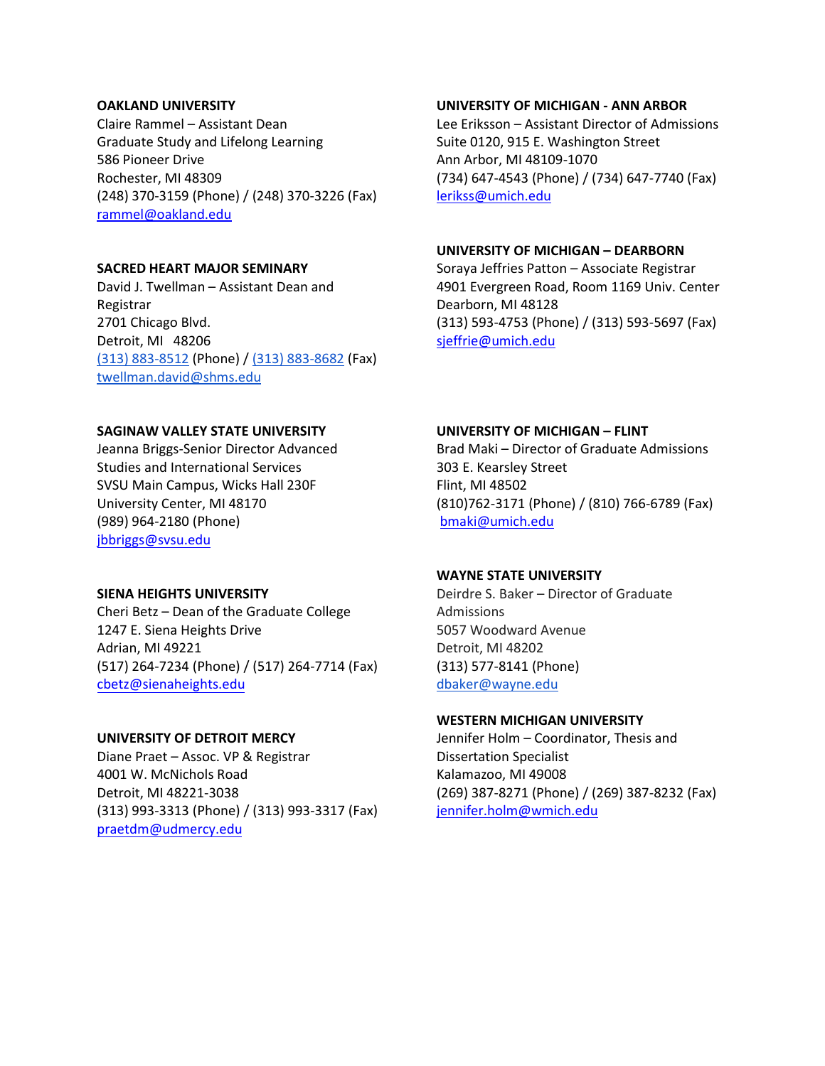**OAKLAND UNIVERSITY**
Claire Rammel – Assistant Dean
Graduate Study and Lifelong Learning
586 Pioneer Drive
Rochester, MI 48309
(248) 370-3159 (Phone) / (248) 370-3226 (Fax)
rammel@oakland.edu

**SACRED HEART MAJOR SEMINARY**
David J. Twellman – Assistant Dean and Registrar
2701 Chicago Blvd.
Detroit, MI 48206
(313) 883-8512 (Phone) / (313) 883-8682 (Fax)
twellman.david@shms.edu

**SAGINAW VALLEY STATE UNIVERSITY**
Jeanna Briggs-Senior Director Advanced Studies and International Services
SVSU Main Campus, Wicks Hall 230F
University Center, MI 48170
(989) 964-2180 (Phone)
jbbriggs@svsu.edu

**SIENA HEIGHTS UNIVERSITY**
Cheri Betz – Dean of the Graduate College
1247 E. Siena Heights Drive
Adrian, MI 49221
(517) 264-7234 (Phone) / (517) 264-7714 (Fax)
cbetz@sienaheights.edu

**UNIVERSITY OF DETROIT MERCY**
Diane Praet – Assoc. VP & Registrar
4001 W. McNichols Road
Detroit, MI 48221-3038
(313) 993-3313 (Phone) / (313) 993-3317 (Fax)
praetdm@udmercy.edu

**UNIVERSITY OF MICHIGAN - ANN ARBOR**
Lee Eriksson – Assistant Director of Admissions
Suite 0120, 915 E. Washington Street
Ann Arbor, MI 48109-1070
(734) 647-4543 (Phone) / (734) 647-7740 (Fax)
leriks@umich.edu

**UNIVERSITY OF MICHIGAN – DEARBORN**
Soraya Jeffries Patton – Associate Registrar
4901 Evergreen Road, Room 1169 Univ. Center
Dearborn, MI 48128
(313) 593-4753 (Phone) / (313) 593-5697 (Fax)
sjeffrie@umich.edu

**UNIVERSITY OF MICHIGAN – FLINT**
Brad Maki – Director of Graduate Admissions
303 E. Kearsley Street
Flint, MI 48502
(810)762-3171 (Phone) / (810) 766-6789 (Fax)
bmaki@umich.edu

**WAYNE STATE UNIVERSITY**
Deirdre S. Baker – Director of Graduate Admissions
5057 Woodward Avenue
Detroit, MI 48202
(313) 577-8141 (Phone)
dbaker@wayne.edu

**WESTERN MICHIGAN UNIVERSITY**
Jennifer Holm – Coordinator, Thesis and Dissertation Specialist
Kalamazoo, MI 49008
(269) 387-8271 (Phone) / (269) 387-8232 (Fax)
jennifer.holm@wmich.edu